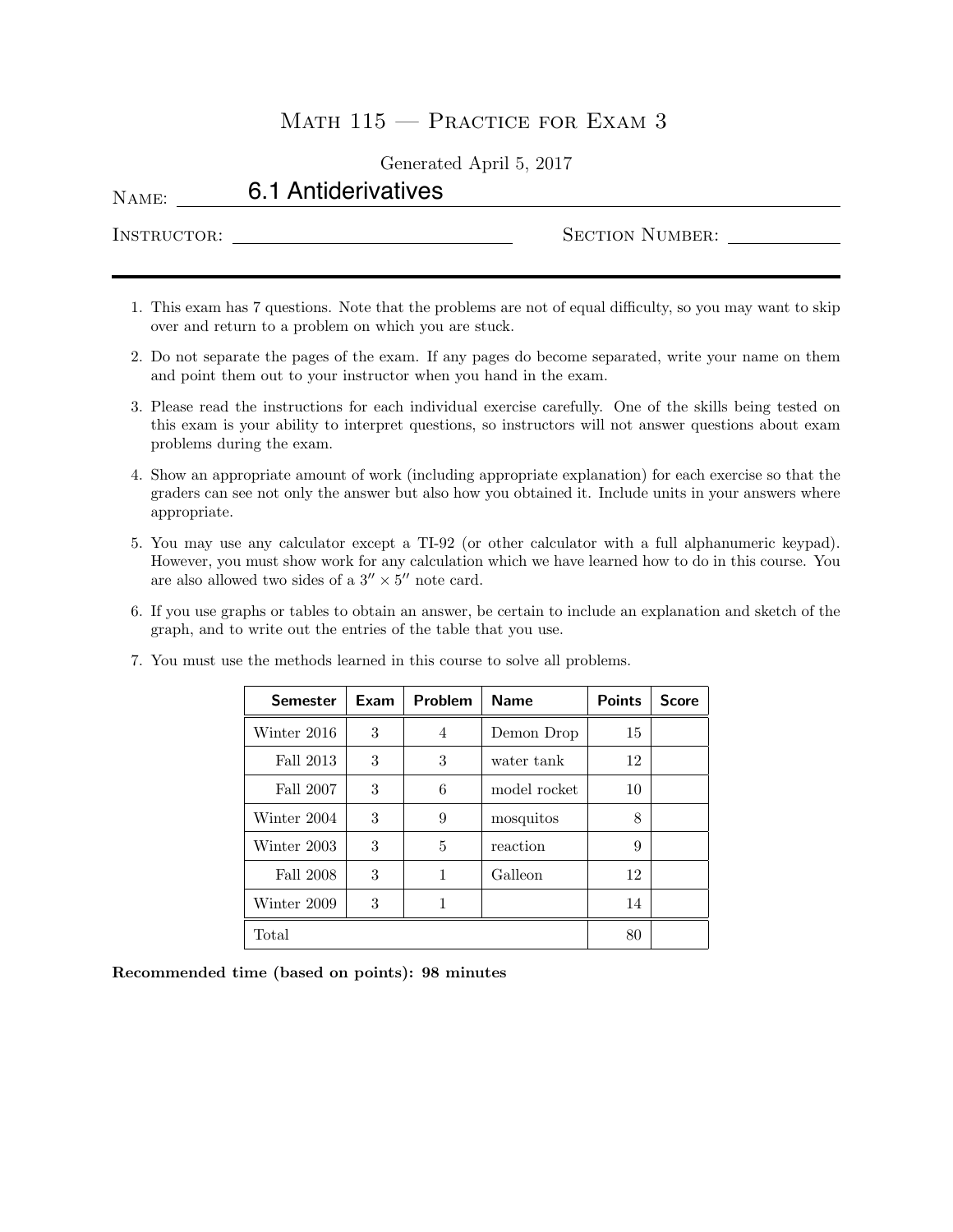# Math 115 — Practice for Exam 3

Generated April 5, 2017

Name: 6.1 Antiderivatives

Instructor: ______________________ Section Number: __________

---

1. This exam has 7 questions. Note that the problems are not of equal difficulty, so you may want to skip over and return to a problem on which you are stuck.
2. Do not separate the pages of the exam. If any pages do become separated, write your name on them and point them out to your instructor when you hand in the exam.
3. Please read the instructions for each individual exercise carefully. One of the skills being tested on this exam is your ability to interpret questions, so instructors will not answer questions about exam problems during the exam.
4. Show an appropriate amount of work (including appropriate explanation) for each exercise so that the graders can see not only the answer but also how you obtained it. Include units in your answers where appropriate.
5. You may use any calculator except a TI-92 (or other calculator with a full alphanumeric keypad). However, you must show work for any calculation which we have learned how to do in this course. You are also allowed two sides of a $3'' \times 5''$ note card.
6. If you use graphs or tables to obtain an answer, be certain to include an explanation and sketch of the graph, and to write out the entries of the table that you use.
7. You must use the methods learned in this course to solve all problems.

| Semester | Exam | Problem | Name | Points | Score |
|---|---|---|---|---|---|
| Winter 2016 | 3 | 4 | Demon Drop | 15 | |
| Fall 2013 | 3 | 3 | water tank | 12 | |
| Fall 2007 | 3 | 6 | model rocket | 10 | |
| Winter 2004 | 3 | 9 | mosquitos | 8 | |
| Winter 2003 | 3 | 5 | reaction | 9 | |
| Fall 2008 | 3 | 1 | Galleon | 12 | |
| Winter 2009 | 3 | 1 | | 14 | |
| Total | | | | 80 | |

**Recommended time (based on points): 98 minutes**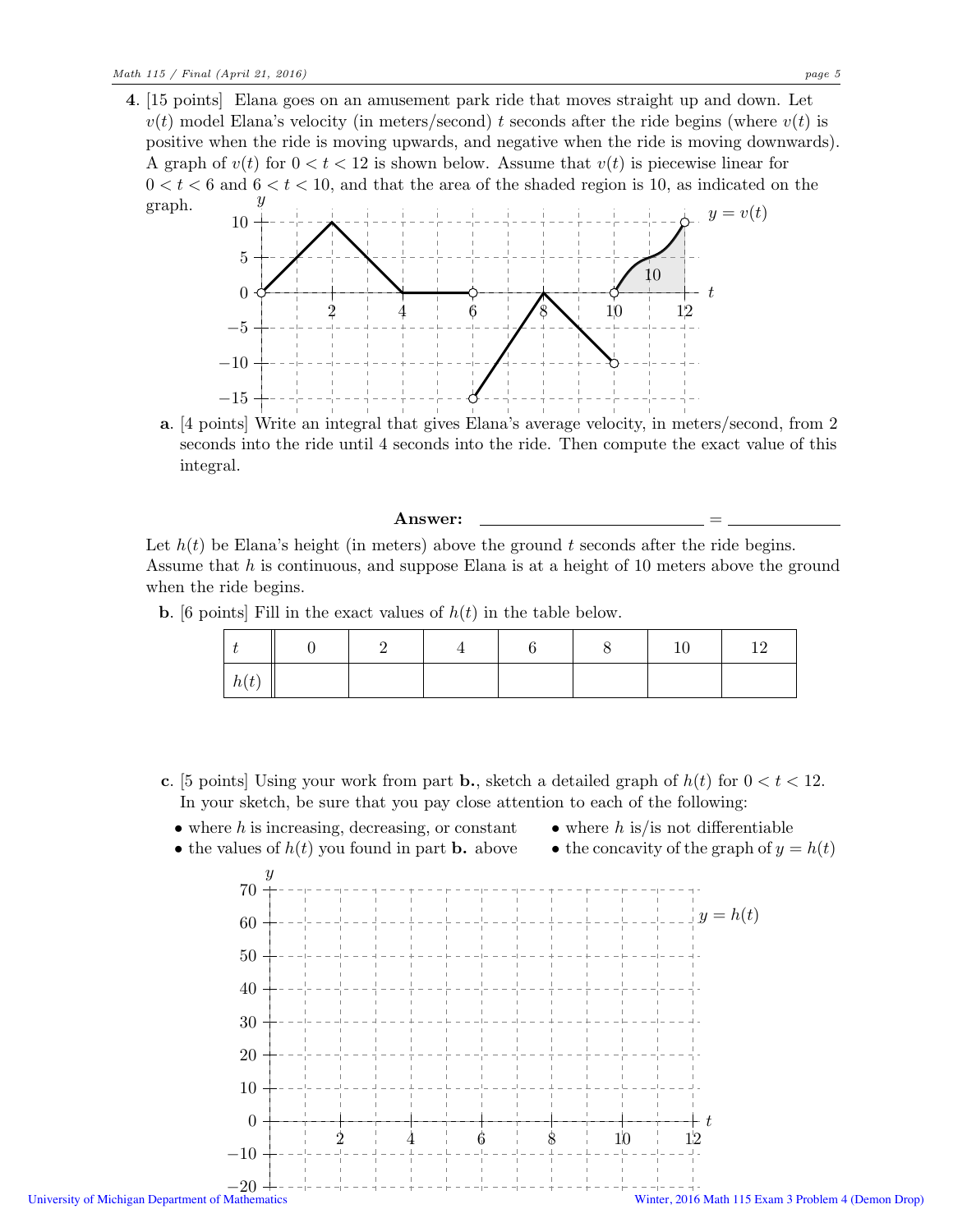**4.** [15 points] Elana goes on an amusement park ride that moves straight up and down. Let $v(t)$ model Elana's velocity (in meters/second) $t$ seconds after the ride begins (where $v(t)$ is positive when the ride is moving upwards, and negative when the ride is moving downwards). A graph of $v(t)$ for $0 < t < 12$ is shown below. Assume that $v(t)$ is piecewise linear for $0 < t < 6$ and $6 < t < 10$, and that the area of the shaded region is 10, as indicated on the graph.

**a.** [4 points] Write an integral that gives Elana's average velocity, in meters/second, from 2 seconds into the ride until 4 seconds into the ride. Then compute the exact value of this integral.

**Answer:** ________________________ = ____________

Let $h(t)$ be Elana's height (in meters) above the ground $t$ seconds after the ride begins. Assume that $h$ is continuous, and suppose Elana is at a height of 10 meters above the ground when the ride begins.

**b.** [6 points] Fill in the exact values of $h(t)$ in the table below.

| $t$ | 0 | 2 | 4 | 6 | 8 | 10 | 12 |
|---|---|---|---|---|---|---|---|
| $h(t)$ | | | | | | | |

**c.** [5 points] Using your work from part **b.**, sketch a detailed graph of $h(t)$ for $0 < t < 12$. In your sketch, be sure that you pay close attention to each of the following:

- where $h$ is increasing, decreasing, or constant
- the values of $h(t)$ you found in part **b.** above
- where $h$ is/is not differentiable
- the concavity of the graph of $y = h(t)$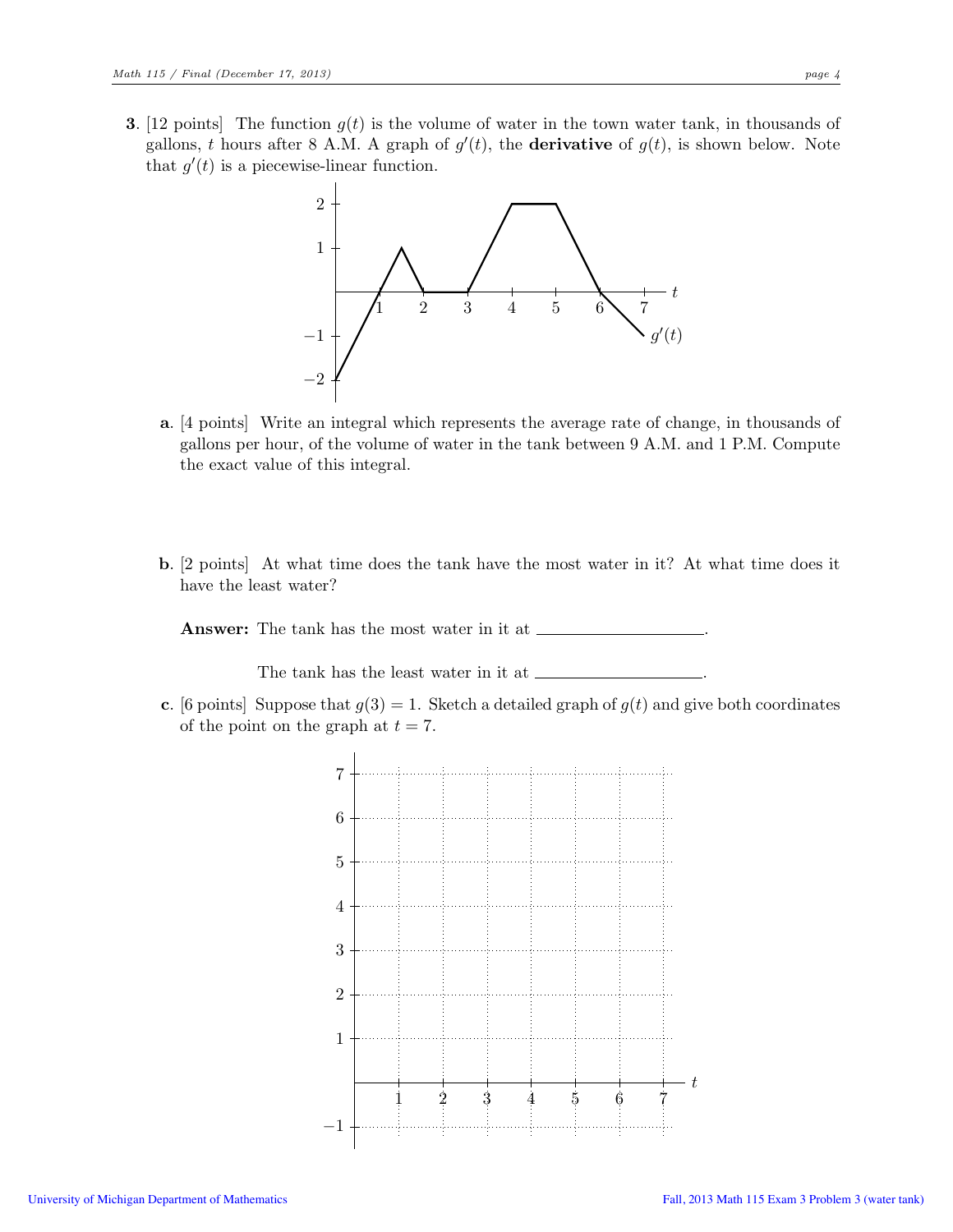**3**. [12 points] The function $g(t)$ is the volume of water in the town water tank, in thousands of gallons, $t$ hours after 8 A.M. A graph of $g'(t)$, the **derivative** of $g(t)$, is shown below. Note that $g'(t)$ is a piecewise-linear function.

**a**. [4 points] Write an integral which represents the average rate of change, in thousands of gallons per hour, of the volume of water in the tank between 9 A.M. and 1 P.M. Compute the exact value of this integral.

**b**. [2 points] At what time does the tank have the most water in it? At what time does it have the least water?

**Answer:** The tank has the most water in it at ____________________.

The tank has the least water in it at ____________________.

**c**. [6 points] Suppose that $g(3) = 1$. Sketch a detailed graph of $g(t)$ and give both coordinates of the point on the graph at $t = 7$.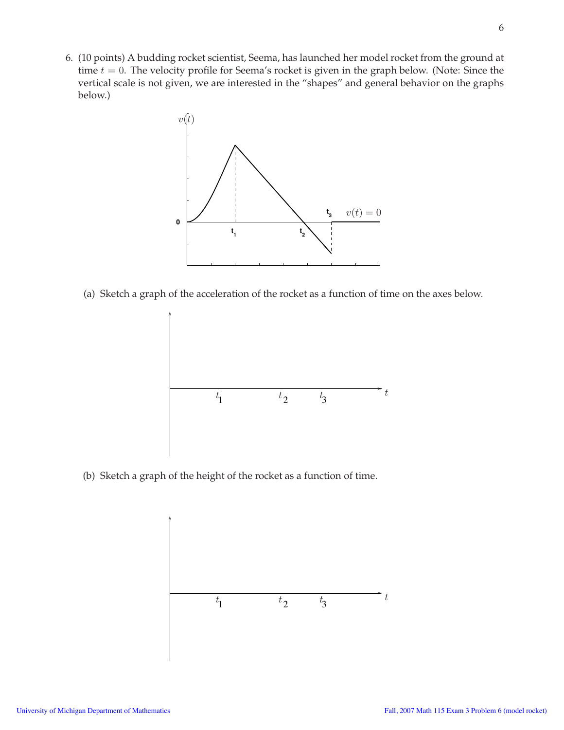6. (10 points) A budding rocket scientist, Seema, has launched her model rocket from the ground at time $t = 0$. The velocity profile for Seema's rocket is given in the graph below. (Note: Since the vertical scale is not given, we are interested in the "shapes" and general behavior on the graphs below.)

(a) Sketch a graph of the acceleration of the rocket as a function of time on the axes below.

(b) Sketch a graph of the height of the rocket as a function of time.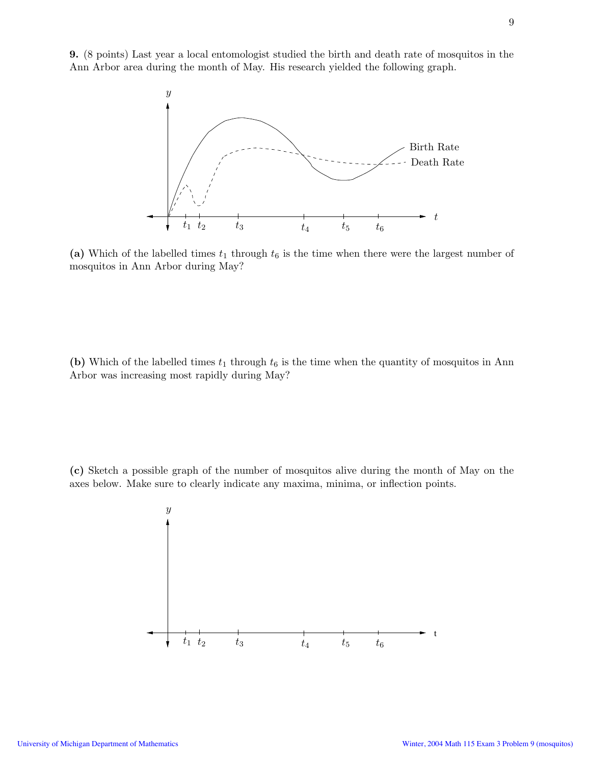**9.** (8 points) Last year a local entomologist studied the birth and death rate of mosquitos in the Ann Arbor area during the month of May. His research yielded the following graph.

**(a)** Which of the labelled times $t_1$ through $t_6$ is the time when there were the largest number of mosquitos in Ann Arbor during May?

**(b)** Which of the labelled times $t_1$ through $t_6$ is the time when the quantity of mosquitos in Ann Arbor was increasing most rapidly during May?

**(c)** Sketch a possible graph of the number of mosquitos alive during the month of May on the axes below. Make sure to clearly indicate any maxima, minima, or inflection points.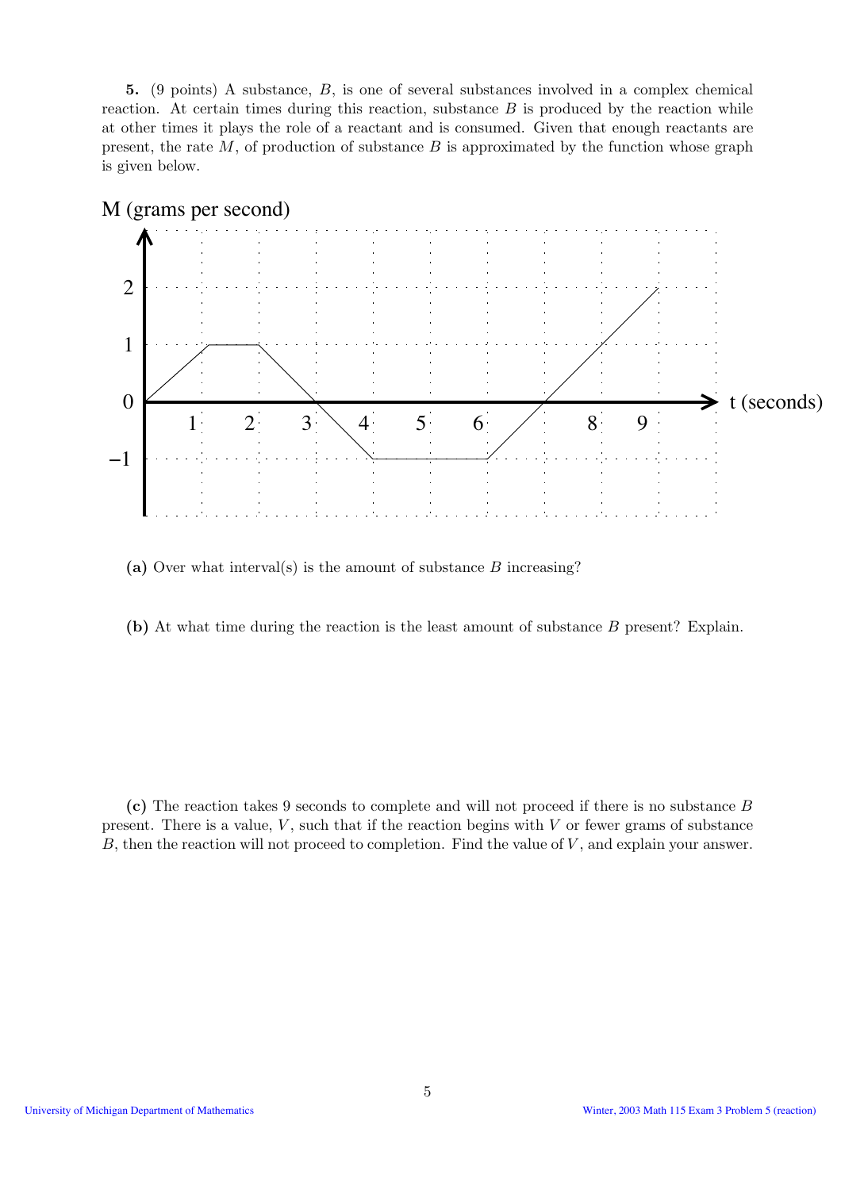**5.** (9 points) A substance, $B$, is one of several substances involved in a complex chemical reaction. At certain times during this reaction, substance $B$ is produced by the reaction while at other times it plays the role of a reactant and is consumed. Given that enough reactants are present, the rate $M$, of production of substance $B$ is approximated by the function whose graph is given below.

**(a)** Over what interval(s) is the amount of substance $B$ increasing?

**(b)** At what time during the reaction is the least amount of substance $B$ present? Explain.

**(c)** The reaction takes 9 seconds to complete and will not proceed if there is no substance $B$ present. There is a value, $V$, such that if the reaction begins with $V$ or fewer grams of substance $B$, then the reaction will not proceed to completion. Find the value of $V$, and explain your answer.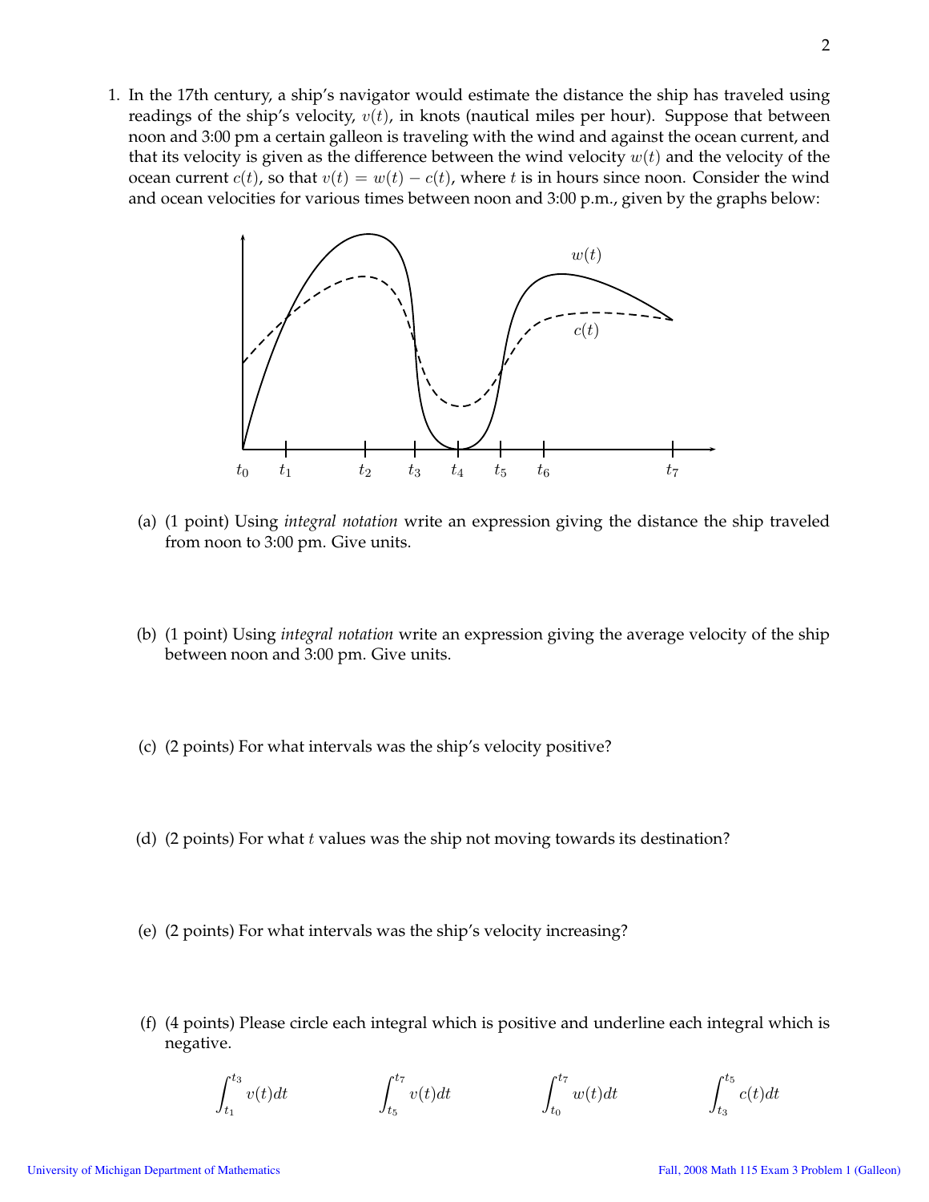1. In the 17th century, a ship's navigator would estimate the distance the ship has traveled using readings of the ship's velocity, $v(t)$, in knots (nautical miles per hour). Suppose that between noon and 3:00 pm a certain galleon is traveling with the wind and against the ocean current, and that its velocity is given as the difference between the wind velocity $w(t)$ and the velocity of the ocean current $c(t)$, so that $v(t) = w(t) - c(t)$, where $t$ is in hours since noon. Consider the wind and ocean velocities for various times between noon and 3:00 p.m., given by the graphs below:

   (a) (1 point) Using *integral notation* write an expression giving the distance the ship traveled from noon to 3:00 pm. Give units.

   (b) (1 point) Using *integral notation* write an expression giving the average velocity of the ship between noon and 3:00 pm. Give units.

   (c) (2 points) For what intervals was the ship's velocity positive?

   (d) (2 points) For what $t$ values was the ship not moving towards its destination?

   (e) (2 points) For what intervals was the ship's velocity increasing?

   (f) (4 points) Please circle each integral which is positive and underline each integral which is negative.

$$\int_{t_1}^{t_3} v(t)dt \qquad \int_{t_5}^{t_7} v(t)dt \qquad \int_{t_0}^{t_7} w(t)dt \qquad \int_{t_3}^{t_5} c(t)dt$$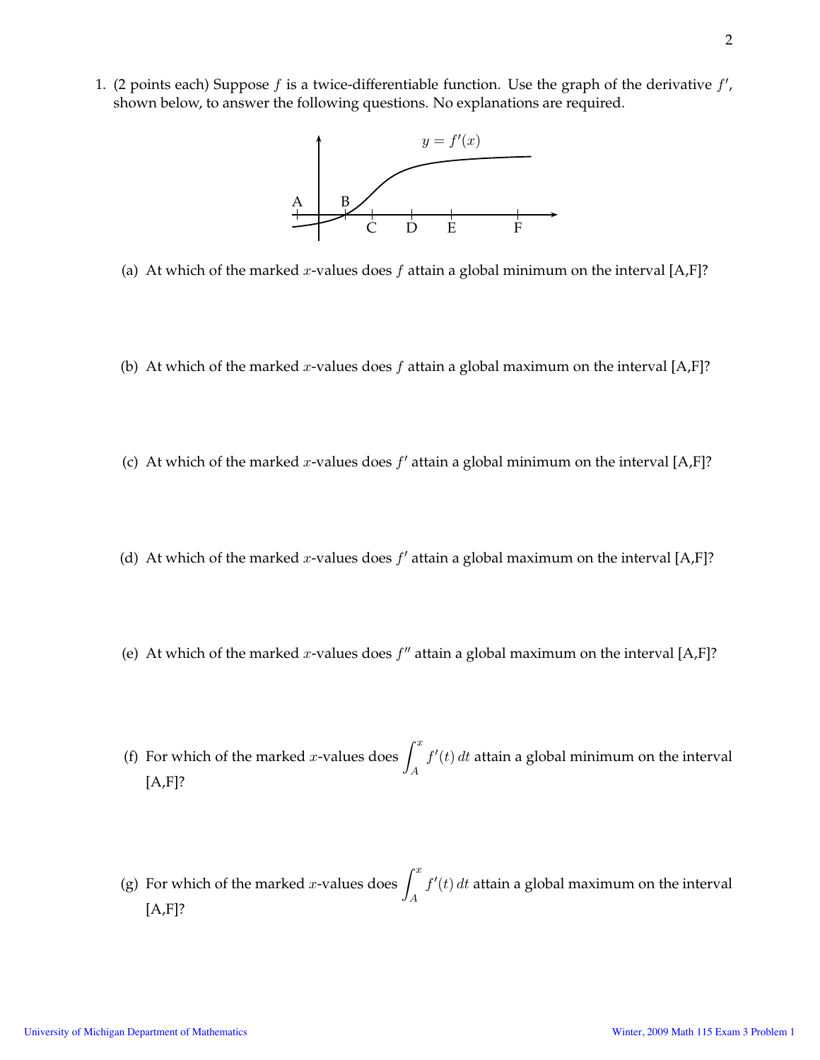1. (2 points each) Suppose $f$ is a twice-differentiable function. Use the graph of the derivative $f'$, shown below, to answer the following questions. No explanations are required.

$y = f'(x)$

A B C D E F

(a) At which of the marked $x$-values does $f$ attain a global minimum on the interval [A,F]?

(b) At which of the marked $x$-values does $f$ attain a global maximum on the interval [A,F]?

(c) At which of the marked $x$-values does $f'$ attain a global minimum on the interval [A,F]?

(d) At which of the marked $x$-values does $f'$ attain a global maximum on the interval [A,F]?

(e) At which of the marked $x$-values does $f''$ attain a global maximum on the interval [A,F]?

(f) For which of the marked $x$-values does $\int_A^x f'(t)\,dt$ attain a global minimum on the interval [A,F]?

(g) For which of the marked $x$-values does $\int_A^x f'(t)\,dt$ attain a global maximum on the interval [A,F]?